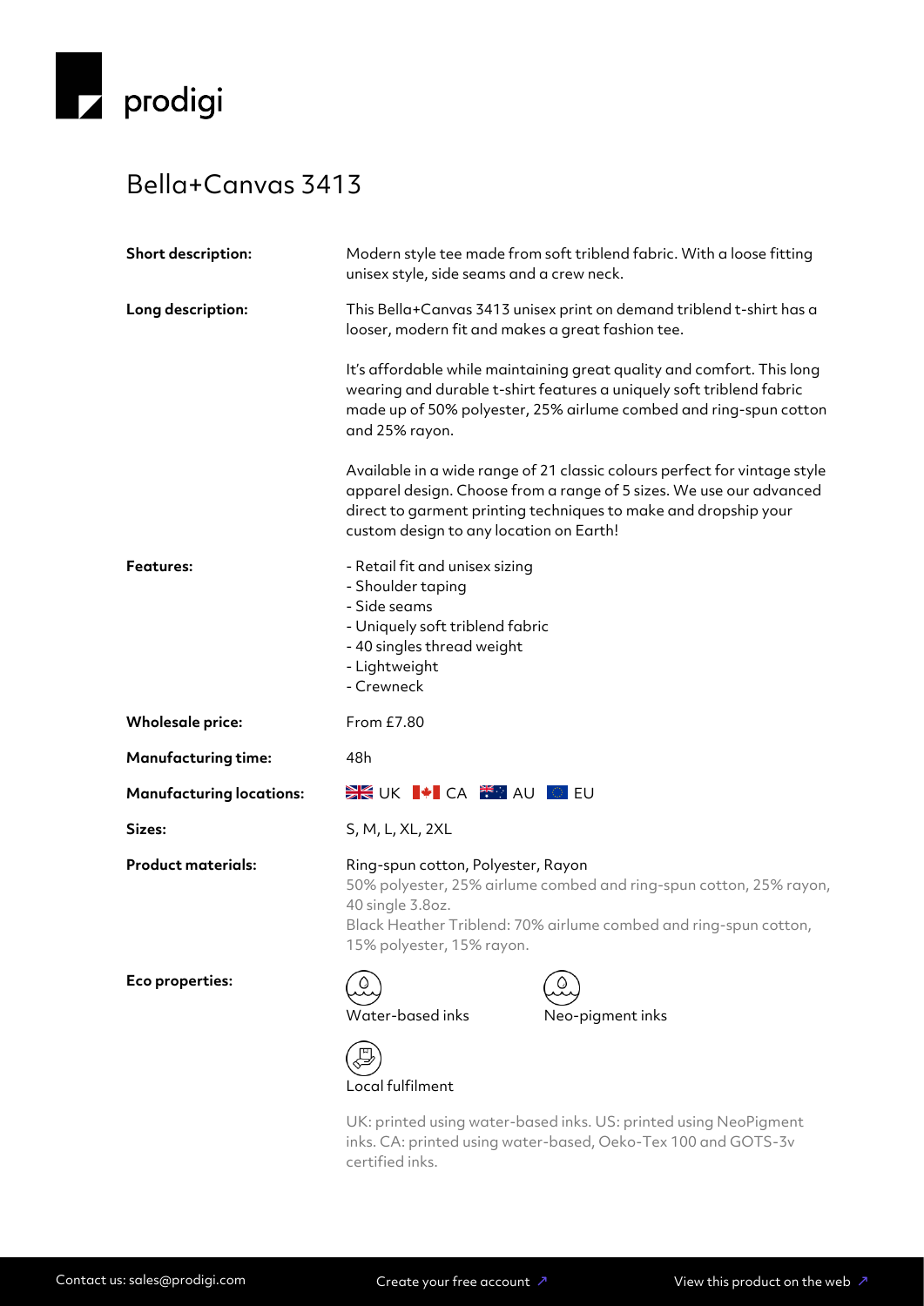prodigi

# Bella+Canvas 3413

**Short description:** Modern style tee made from soft triblend fabric. With a loose fitting unisex style, side seams and a crew neck.

**Long description:** This Bella+Canvas 3413 unisex print on demand triblend t-shirt has a looser, modern fit and makes a great fashion tee.

It's affordable while maintaining great quality and comfort. This long wearing and durable t-shirt features a uniquely soft triblend fabric made up of 50% polyester, 25% airlume combed and ring-spun cotton and 25% rayon.

Available in a wide range of 21 classic colours perfect for vintage style apparel design. Choose from a range of 5 sizes. We use our advanced direct to garment printing techniques to make and dropship your custom design to any location on Earth!

**Features:**

- Retail fit and unisex sizing
- Shoulder taping
- Side seams
- Uniquely soft triblend fabric
- 40 singles thread weight
- Lightweight
- Crewneck

**Wholesale price:** From £7.80

**Manufacturing time:** 48h

**Manufacturing locations:** UK CA AU EU

**Sizes:** S, M, L, XL, 2XL

**Product materials:** Ring-spun cotton, Polyester, Rayon
50% polyester, 25% airlume combed and ring-spun cotton, 25% rayon, 40 single 3.8oz.
Black Heather Triblend: 70% airlume combed and ring-spun cotton, 15% polyester, 15% rayon.

**Eco properties:**

- Water-based inks
- Neo-pigment inks
- Local fulfilment

UK: printed using water-based inks. US: printed using NeoPigment inks. CA: printed using water-based, Oeko-Tex 100 and GOTS-3v certified inks.

Contact us: sales@prodigi.com    Create your free account ↗    View this product on the web ↗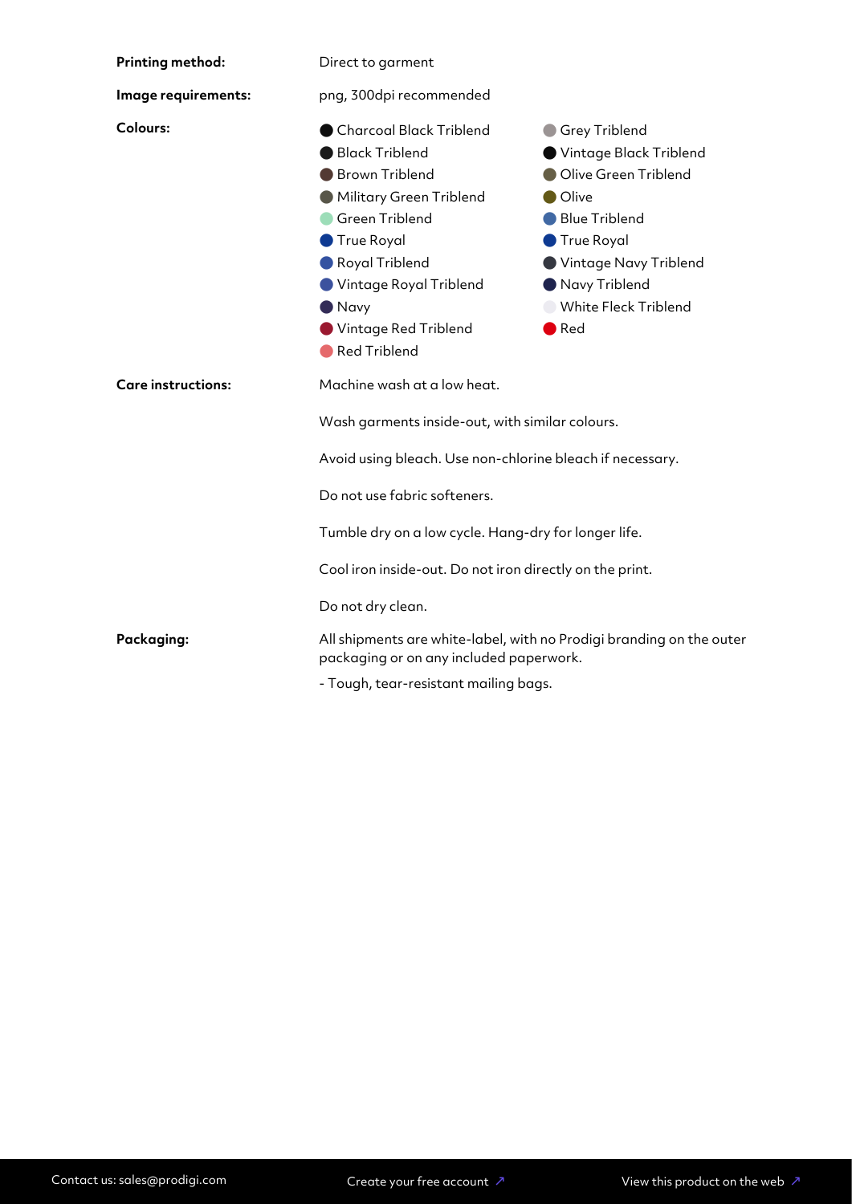**Printing method:** Direct to garment

**Image requirements:** png, 300dpi recommended

**Colours:**

- Charcoal Black Triblend
- Black Triblend
- Brown Triblend
- Military Green Triblend
- Green Triblend
- True Royal
- Royal Triblend
- Vintage Royal Triblend
- Navy
- Vintage Red Triblend
- Red Triblend
- Grey Triblend
- Vintage Black Triblend
- Olive Green Triblend
- Olive
- Blue Triblend
- True Royal
- Vintage Navy Triblend
- Navy Triblend
- White Fleck Triblend
- Red

**Care instructions:**

Machine wash at a low heat.

Wash garments inside-out, with similar colours.

Avoid using bleach. Use non-chlorine bleach if necessary.

Do not use fabric softeners.

Tumble dry on a low cycle. Hang-dry for longer life.

Cool iron inside-out. Do not iron directly on the print.

Do not dry clean.

**Packaging:**

All shipments are white-label, with no Prodigi branding on the outer packaging or on any included paperwork.

- Tough, tear-resistant mailing bags.

Contact us: sales@prodigi.com

Create your free account ↗

View this product on the web ↗